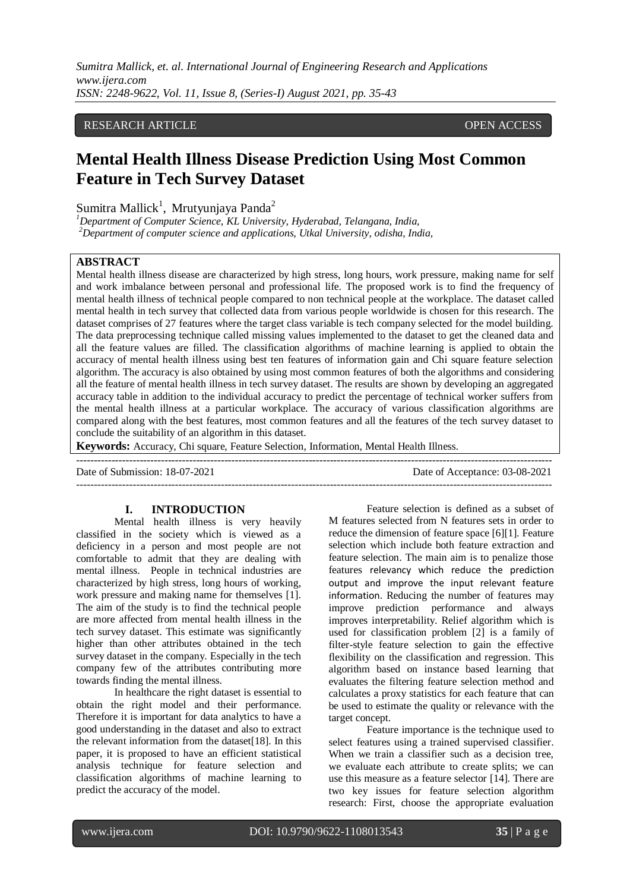RESEARCH ARTICLE OPEN ACCESS

# Mental Health Illness Disease Prediction Using Most Common Feature in Tech Survey Dataset

Sumitra Mallick[1], Mrutyunjaya Panda[2]

[1]*Department of Computer Science, KL University, Hyderabad, Telangana, India,*
[2]*Department of computer science and applications, Utkal University, odisha, India,*

## ABSTRACT

Mental health illness disease are characterized by high stress, long hours, work pressure, making name for self and work imbalance between personal and professional life. The proposed work is to find the frequency of mental health illness of technical people compared to non technical people at the workplace. The dataset called mental health in tech survey that collected data from various people worldwide is chosen for this research. The dataset comprises of 27 features where the target class variable is tech company selected for the model building. The data preprocessing technique called missing values implemented to the dataset to get the cleaned data and all the feature values are filled. The classification algorithms of machine learning is applied to obtain the accuracy of mental health illness using best ten features of information gain and Chi square feature selection algorithm. The accuracy is also obtained by using most common features of both the algorithms and considering all the feature of mental health illness in tech survey dataset. The results are shown by developing an aggregated accuracy table in addition to the individual accuracy to predict the percentage of technical worker suffers from the mental health illness at a particular workplace. The accuracy of various classification algorithms are compared along with the best features, most common features and all the features of the tech survey dataset to conclude the suitability of an algorithm in this dataset.

**Keywords:** Accuracy, Chi square, Feature Selection, Information, Mental Health Illness.

---

Date of Submission: 18-07-2021 Date of Acceptance: 03-08-2021

---

## I. INTRODUCTION

Mental health illness is very heavily classified in the society which is viewed as a deficiency in a person and most people are not comfortable to admit that they are dealing with mental illness. People in technical industries are characterized by high stress, long hours of working, work pressure and making name for themselves [1]. The aim of the study is to find the technical people are more affected from mental health illness in the tech survey dataset. This estimate was significantly higher than other attributes obtained in the tech survey dataset in the company. Especially in the tech company few of the attributes contributing more towards finding the mental illness.

In healthcare the right dataset is essential to obtain the right model and their performance. Therefore it is important for data analytics to have a good understanding in the dataset and also to extract the relevant information from the dataset[18]. In this paper, it is proposed to have an efficient statistical analysis technique for feature selection and classification algorithms of machine learning to predict the accuracy of the model.

Feature selection is defined as a subset of M features selected from N features sets in order to reduce the dimension of feature space [6][1]. Feature selection which include both feature extraction and feature selection. The main aim is to penalize those features relevancy which reduce the prediction output and improve the input relevant feature information. Reducing the number of features may improve prediction performance and always improves interpretability. Relief algorithm which is used for classification problem [2] is a family of filter-style feature selection to gain the effective flexibility on the classification and regression. This algorithm based on instance based learning that evaluates the filtering feature selection method and calculates a proxy statistics for each feature that can be used to estimate the quality or relevance with the target concept.

Feature importance is the technique used to select features using a trained supervised classifier. When we train a classifier such as a decision tree, we evaluate each attribute to create splits; we can use this measure as a feature selector [14]. There are two key issues for feature selection algorithm research: First, choose the appropriate evaluation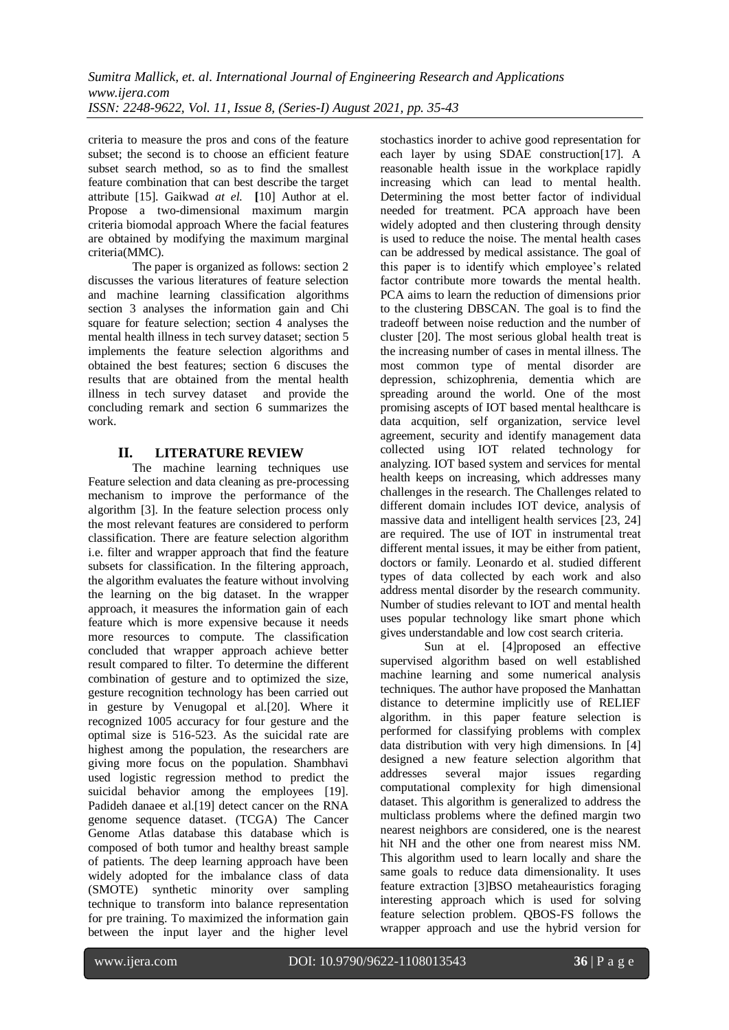criteria to measure the pros and cons of the feature subset; the second is to choose an efficient feature subset search method, so as to find the smallest feature combination that can best describe the target attribute [15]. Gaikwad *at el.* **[**10] Author at el. Propose a two-dimensional maximum margin criteria biomodal approach Where the facial features are obtained by modifying the maximum marginal criteria(MMC).

The paper is organized as follows: section 2 discusses the various literatures of feature selection and machine learning classification algorithms section 3 analyses the information gain and Chi square for feature selection; section 4 analyses the mental health illness in tech survey dataset; section 5 implements the feature selection algorithms and obtained the best features; section 6 discuses the results that are obtained from the mental health illness in tech survey dataset and provide the concluding remark and section 6 summarizes the work.

## II. LITERATURE REVIEW

The machine learning techniques use Feature selection and data cleaning as pre-processing mechanism to improve the performance of the algorithm [3]. In the feature selection process only the most relevant features are considered to perform classification. There are feature selection algorithm i.e. filter and wrapper approach that find the feature subsets for classification. In the filtering approach, the algorithm evaluates the feature without involving the learning on the big dataset. In the wrapper approach, it measures the information gain of each feature which is more expensive because it needs more resources to compute. The classification concluded that wrapper approach achieve better result compared to filter. To determine the different combination of gesture and to optimized the size, gesture recognition technology has been carried out in gesture by Venugopal et al.[20]. Where it recognized 1005 accuracy for four gesture and the optimal size is 516-523. As the suicidal rate are highest among the population, the researchers are giving more focus on the population. Shambhavi used logistic regression method to predict the suicidal behavior among the employees [19]. Padideh danaee et al.[19] detect cancer on the RNA genome sequence dataset. (TCGA) The Cancer Genome Atlas database this database which is composed of both tumor and healthy breast sample of patients. The deep learning approach have been widely adopted for the imbalance class of data (SMOTE) synthetic minority over sampling technique to transform into balance representation for pre training. To maximized the information gain between the input layer and the higher level stochastics inorder to achive good representation for each layer by using SDAE construction[17]. A reasonable health issue in the workplace rapidly increasing which can lead to mental health. Determining the most better factor of individual needed for treatment. PCA approach have been widely adopted and then clustering through density is used to reduce the noise. The mental health cases can be addressed by medical assistance. The goal of this paper is to identify which employee's related factor contribute more towards the mental health. PCA aims to learn the reduction of dimensions prior to the clustering DBSCAN. The goal is to find the tradeoff between noise reduction and the number of cluster [20]. The most serious global health treat is the increasing number of cases in mental illness. The most common type of mental disorder are depression, schizophrenia, dementia which are spreading around the world. One of the most promising ascepts of IOT based mental healthcare is data acquition, self organization, service level agreement, security and identify management data collected using IOT related technology for analyzing. IOT based system and services for mental health keeps on increasing, which addresses many challenges in the research. The Challenges related to different domain includes IOT device, analysis of massive data and intelligent health services [23, 24] are required. The use of IOT in instrumental treat different mental issues, it may be either from patient, doctors or family. Leonardo et al. studied different types of data collected by each work and also address mental disorder by the research community. Number of studies relevant to IOT and mental health uses popular technology like smart phone which gives understandable and low cost search criteria.

Sun at el. [4]proposed an effective supervised algorithm based on well established machine learning and some numerical analysis techniques. The author have proposed the Manhattan distance to determine implicitly use of RELIEF algorithm. in this paper feature selection is performed for classifying problems with complex data distribution with very high dimensions. In [4] designed a new feature selection algorithm that addresses several major issues regarding computational complexity for high dimensional dataset. This algorithm is generalized to address the multiclass problems where the defined margin two nearest neighbors are considered, one is the nearest hit NH and the other one from nearest miss NM. This algorithm used to learn locally and share the same goals to reduce data dimensionality. It uses feature extraction [3]BSO metaheauristics foraging interesting approach which is used for solving feature selection problem. QBOS-FS follows the wrapper approach and use the hybrid version for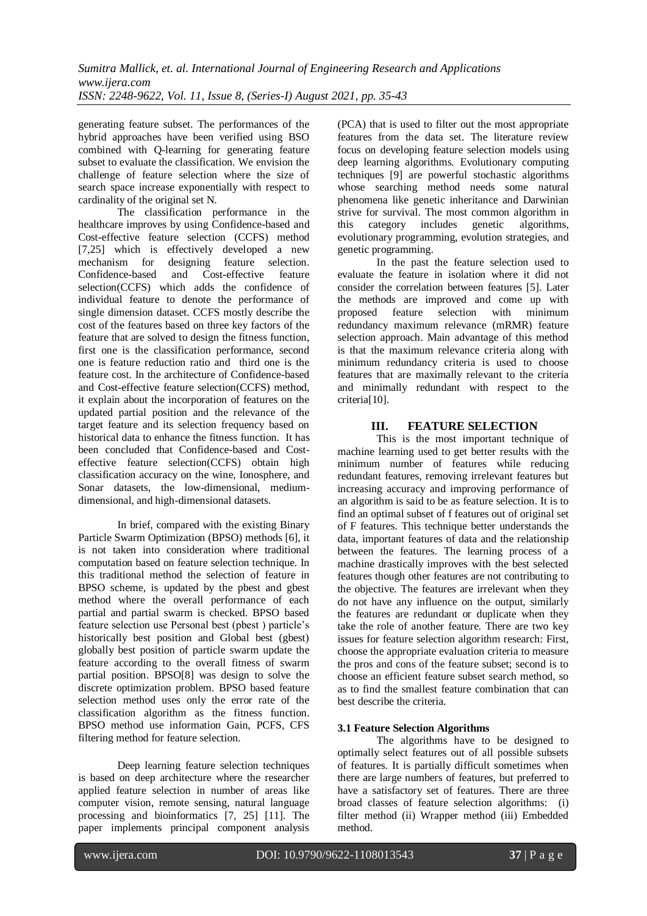generating feature subset. The performances of the hybrid approaches have been verified using BSO combined with Q-learning for generating feature subset to evaluate the classification. We envision the challenge of feature selection where the size of search space increase exponentially with respect to cardinality of the original set N.

The classification performance in the healthcare improves by using Confidence-based and Cost-effective feature selection (CCFS) method [7,25] which is effectively developed a new mechanism for designing feature selection. Confidence-based and Cost-effective feature selection(CCFS) which adds the confidence of individual feature to denote the performance of single dimension dataset. CCFS mostly describe the cost of the features based on three key factors of the feature that are solved to design the fitness function, first one is the classification performance, second one is feature reduction ratio and third one is the feature cost. In the architecture of Confidence-based and Cost-effective feature selection(CCFS) method, it explain about the incorporation of features on the updated partial position and the relevance of the target feature and its selection frequency based on historical data to enhance the fitness function. It has been concluded that Confidence-based and Cost-effective feature selection(CCFS) obtain high classification accuracy on the wine, Ionosphere, and Sonar datasets, the low-dimensional, medium-dimensional, and high-dimensional datasets.

In brief, compared with the existing Binary Particle Swarm Optimization (BPSO) methods [6], it is not taken into consideration where traditional computation based on feature selection technique. In this traditional method the selection of feature in BPSO scheme, is updated by the pbest and gbest method where the overall performance of each partial and partial swarm is checked. BPSO based feature selection use Personal best (pbest ) particle's historically best position and Global best (gbest) globally best position of particle swarm update the feature according to the overall fitness of swarm partial position. BPSO[8] was design to solve the discrete optimization problem. BPSO based feature selection method uses only the error rate of the classification algorithm as the fitness function. BPSO method use information Gain, PCFS, CFS filtering method for feature selection.

Deep learning feature selection techniques is based on deep architecture where the researcher applied feature selection in number of areas like computer vision, remote sensing, natural language processing and bioinformatics [7, 25] [11]. The paper implements principal component analysis (PCA) that is used to filter out the most appropriate features from the data set. The literature review focus on developing feature selection models using deep learning algorithms. Evolutionary computing techniques [9] are powerful stochastic algorithms whose searching method needs some natural phenomena like genetic inheritance and Darwinian strive for survival. The most common algorithm in this category includes genetic algorithms, evolutionary programming, evolution strategies, and genetic programming.

In the past the feature selection used to evaluate the feature in isolation where it did not consider the correlation between features [5]. Later the methods are improved and come up with proposed feature selection with minimum redundancy maximum relevance (mRMR) feature selection approach. Main advantage of this method is that the maximum relevance criteria along with minimum redundancy criteria is used to choose features that are maximally relevant to the criteria and minimally redundant with respect to the criteria[10].

## III. FEATURE SELECTION

This is the most important technique of machine learning used to get better results with the minimum number of features while reducing redundant features, removing irrelevant features but increasing accuracy and improving performance of an algorithm is said to be as feature selection. It is to find an optimal subset of f features out of original set of F features. This technique better understands the data, important features of data and the relationship between the features. The learning process of a machine drastically improves with the best selected features though other features are not contributing to the objective. The features are irrelevant when they do not have any influence on the output, similarly the features are redundant or duplicate when they take the role of another feature. There are two key issues for feature selection algorithm research: First, choose the appropriate evaluation criteria to measure the pros and cons of the feature subset; second is to choose an efficient feature subset search method, so as to find the smallest feature combination that can best describe the criteria.

### 3.1 Feature Selection Algorithms

The algorithms have to be designed to optimally select features out of all possible subsets of features. It is partially difficult sometimes when there are large numbers of features, but preferred to have a satisfactory set of features. There are three broad classes of feature selection algorithms: (i) filter method (ii) Wrapper method (iii) Embedded method.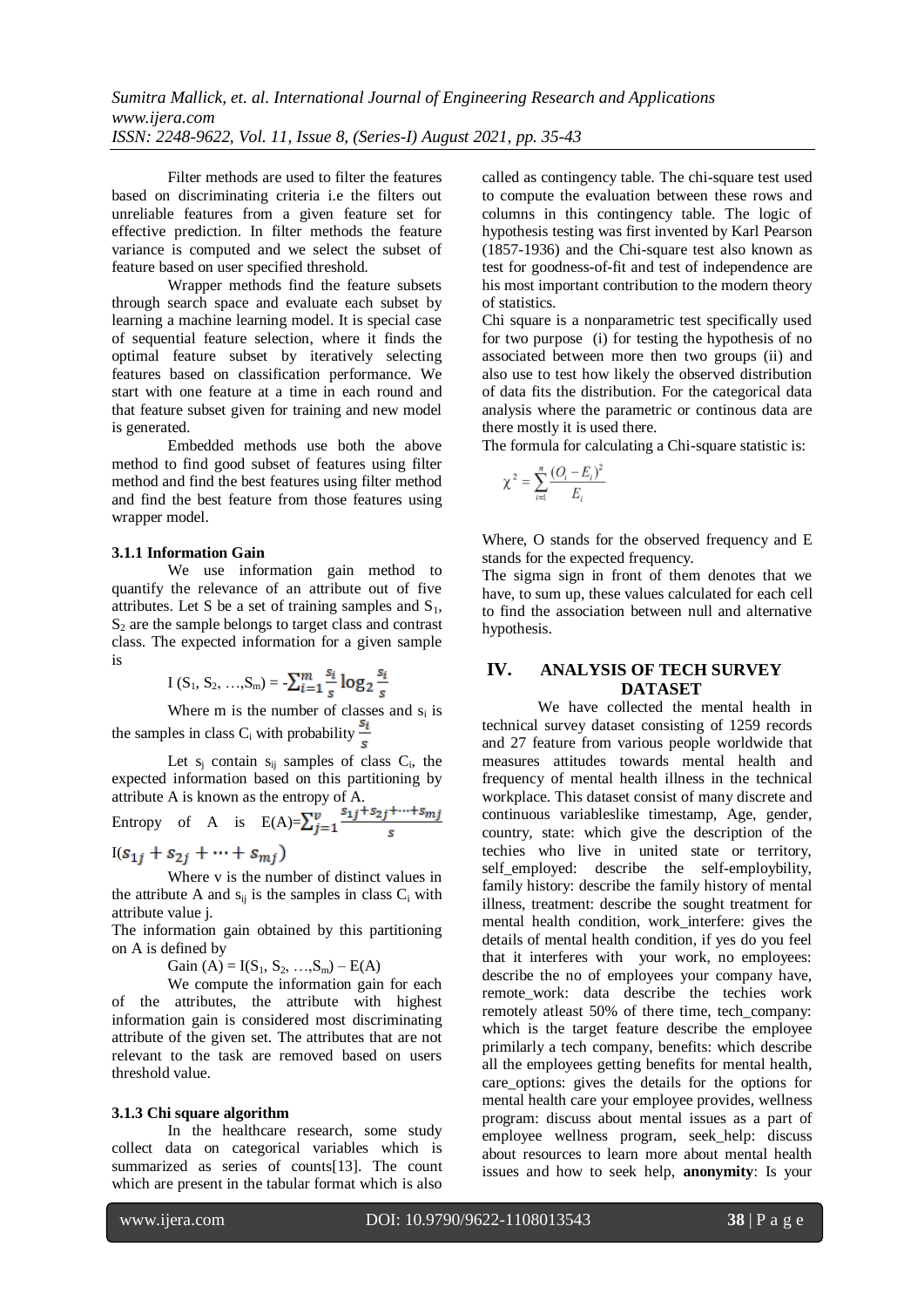Filter methods are used to filter the features based on discriminating criteria i.e the filters out unreliable features from a given feature set for effective prediction. In filter methods the feature variance is computed and we select the subset of feature based on user specified threshold.

Wrapper methods find the feature subsets through search space and evaluate each subset by learning a machine learning model. It is special case of sequential feature selection, where it finds the optimal feature subset by iteratively selecting features based on classification performance. We start with one feature at a time in each round and that feature subset given for training and new model is generated.

Embedded methods use both the above method to find good subset of features using filter method and find the best features using filter method and find the best feature from those features using wrapper model.

#### 3.1.1 Information Gain

We use information gain method to quantify the relevance of an attribute out of five attributes. Let S be a set of training samples and $S_1$, $S_2$ are the sample belongs to target class and contrast class. The expected information for a given sample is

$$I(S_1, S_2, \ldots, S_m) = -\sum_{i=1}^{m} \frac{s_i}{s} \log_2 \frac{s_i}{s}$$

Where m is the number of classes and $s_i$ is the samples in class $C_i$ with probability $\frac{s_i}{s}$

Let $s_j$ contain $s_{ij}$ samples of class $C_i$, the expected information based on this partitioning by attribute A is known as the entropy of A.

Entropy of A is $E(A)=\sum_{j=1}^{v} \frac{s_{1j}+s_{2j}+\cdots+s_{mj}}{s}$ $I(s_{1j}+s_{2j}+\cdots+s_{mj})$

Where v is the number of distinct values in the attribute A and $s_{ij}$ is the samples in class $C_i$ with attribute value j.

The information gain obtained by this partitioning on A is defined by

$$\text{Gain}(A) = I(S_1, S_2, \ldots, S_m) - E(A)$$

We compute the information gain for each of the attributes, the attribute with highest information gain is considered most discriminating attribute of the given set. The attributes that are not relevant to the task are removed based on users threshold value.

#### 3.1.3 Chi square algorithm

In the healthcare research, some study collect data on categorical variables which is summarized as series of counts[13]. The count which are present in the tabular format which is also called as contingency table. The chi-square test used to compute the evaluation between these rows and columns in this contingency table. The logic of hypothesis testing was first invented by Karl Pearson (1857-1936) and the Chi-square test also known as test for goodness-of-fit and test of independence are his most important contribution to the modern theory of statistics.

Chi square is a nonparametric test specifically used for two purpose (i) for testing the hypothesis of no associated between more then two groups (ii) and also use to test how likely the observed distribution of data fits the distribution. For the categorical data analysis where the parametric or continous data are there mostly it is used there.

The formula for calculating a Chi-square statistic is:

$$\chi^2 = \sum_{i=1}^{n} \frac{(O_i - E_i)^2}{E_i}$$

Where, O stands for the observed frequency and E stands for the expected frequency.

The sigma sign in front of them denotes that we have, to sum up, these values calculated for each cell to find the association between null and alternative hypothesis.

## IV. ANALYSIS OF TECH SURVEY DATASET

We have collected the mental health in technical survey dataset consisting of 1259 records and 27 feature from various people worldwide that measures attitudes towards mental health and frequency of mental health illness in the technical workplace. This dataset consist of many discrete and continuous variableslike timestamp, Age, gender, country, state: which give the description of the techies who live in united state or territory, self_employed: describe the self-employbility, family history: describe the family history of mental illness, treatment: describe the sought treatment for mental health condition, work_interfere: gives the details of mental health condition, if yes do you feel that it interferes with your work, no employees: describe the no of employees your company have, remote_work: data describe the techies work remotely atleast 50% of there time, tech_company: which is the target feature describe the employee primilarly a tech company, benefits: which describe all the employees getting benefits for mental health, care_options: gives the details for the options for mental health care your employee provides, wellness program: discuss about mental issues as a part of employee wellness program, seek_help: discuss about resources to learn more about mental health issues and how to seek help, **anonymity**: Is your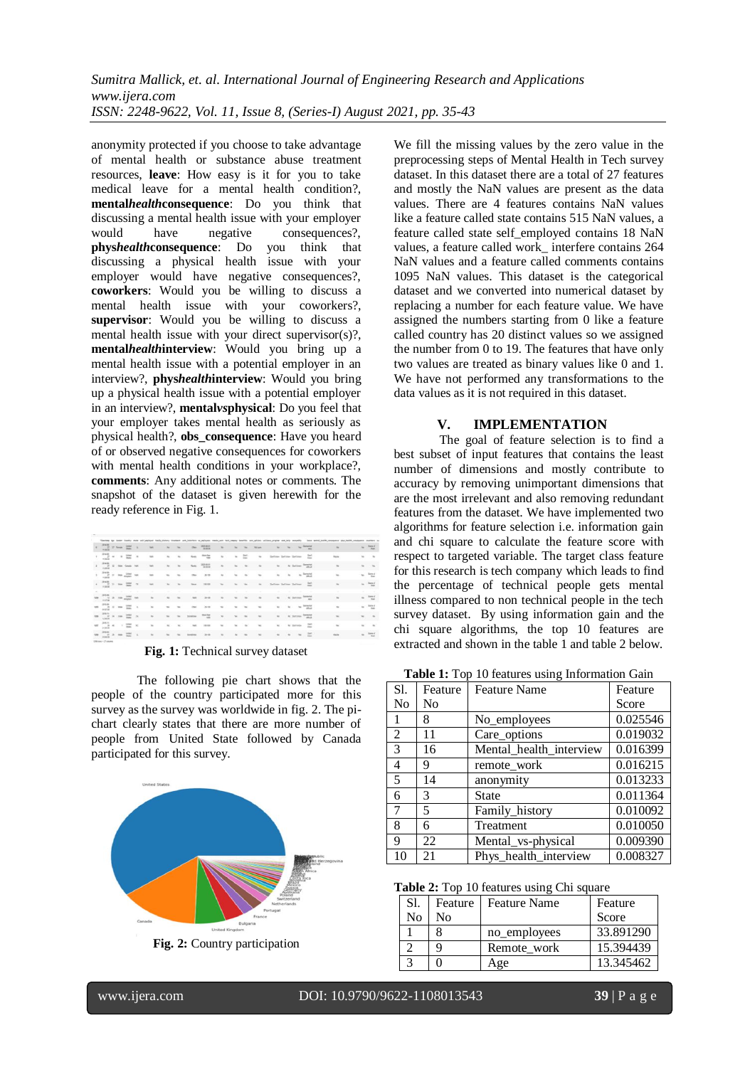anonymity protected if you choose to take advantage of mental health or substance abuse treatment resources, **leave**: How easy is it for you to take medical leave for a mental health condition?, **mental*health*consequence**: Do you think that discussing a mental health issue with your employer would have negative consequences?, **phys*health*consequence**: Do you think that discussing a physical health issue with your employer would have negative consequences?, **coworkers**: Would you be willing to discuss a mental health issue with your coworkers?, **supervisor**: Would you be willing to discuss a mental health issue with your direct supervisor(s)?, **mental*health*interview**: Would you bring up a mental health issue with a potential employer in an interview?, **phys*health*interview**: Would you bring up a physical health issue with a potential employer in an interview?, **mental*vs*physical**: Do you feel that your employer takes mental health as seriously as physical health?, **obs_consequence**: Have you heard of or observed negative consequences for coworkers with mental health conditions in your workplace?, **comments**: Any additional notes or comments. The snapshot of the dataset is given herewith for the ready reference in Fig. 1.

**Fig. 1:** Technical survey dataset

The following pie chart shows that the people of the country participated more for this survey as the survey was worldwide in fig. 2. The pi-chart clearly states that there are more number of people from United State followed by Canada participated for this survey.

**Fig. 2:** Country participation

We fill the missing values by the zero value in the preprocessing steps of Mental Health in Tech survey dataset. In this dataset there are a total of 27 features and mostly the NaN values are present as the data values. There are 4 features contains NaN values like a feature called state contains 515 NaN values, a feature called state self_employed contains 18 NaN values, a feature called work_ interfere contains 264 NaN values and a feature called comments contains 1095 NaN values. This dataset is the categorical dataset and we converted into numerical dataset by replacing a number for each feature value. We have assigned the numbers starting from 0 like a feature called country has 20 distinct values so we assigned the number from 0 to 19. The features that have only two values are treated as binary values like 0 and 1. We have not performed any transformations to the data values as it is not required in this dataset.

## V. IMPLEMENTATION

The goal of feature selection is to find a best subset of input features that contains the least number of dimensions and mostly contribute to accuracy by removing unimportant dimensions that are the most irrelevant and also removing redundant features from the dataset. We have implemented two algorithms for feature selection i.e. information gain and chi square to calculate the feature score with respect to targeted variable. The target class feature for this research is tech company which leads to find the percentage of technical people gets mental illness compared to non technical people in the tech survey dataset. By using information gain and the chi square algorithms, the top 10 features are extracted and shown in the table 1 and table 2 below.

**Table 1:** Top 10 features using Information Gain

| Sl. No | Feature No | Feature Name | Feature Score |
|---|---|---|---|
| 1 | 8 | No_employees | 0.025546 |
| 2 | 11 | Care_options | 0.019032 |
| 3 | 16 | Mental_health_interview | 0.016399 |
| 4 | 9 | remote_work | 0.016215 |
| 5 | 14 | anonymity | 0.013233 |
| 6 | 3 | State | 0.011364 |
| 7 | 5 | Family_history | 0.010092 |
| 8 | 6 | Treatment | 0.010050 |
| 9 | 22 | Mental_vs-physical | 0.009390 |
| 10 | 21 | Phys_health_interview | 0.008327 |

**Table 2:** Top 10 features using Chi square

| Sl. No | Feature No | Feature Name | Feature Score |
|---|---|---|---|
| 1 | 8 | no_employees | 33.891290 |
| 2 | 9 | Remote_work | 15.394439 |
| 3 | 0 | Age | 13.345462 |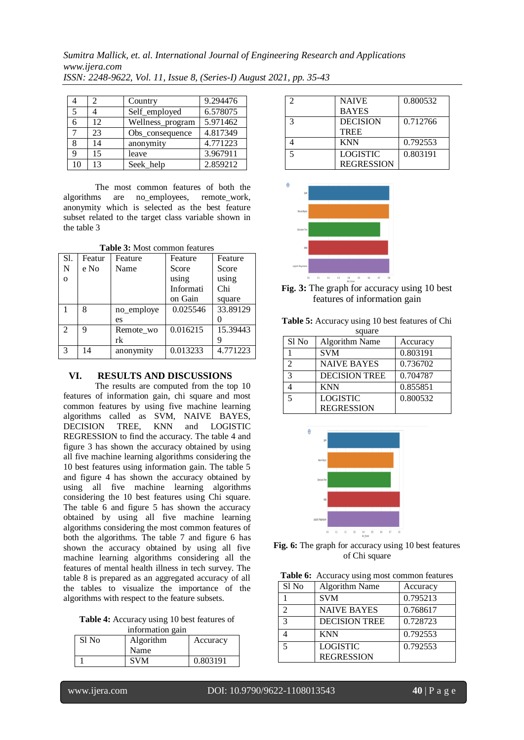| 4 | 2 | Country | 9.294476 |
|---|---|---|---|
| 5 | 4 | Self_employed | 6.578075 |
| 6 | 12 | Wellness_program | 5.971462 |
| 7 | 23 | Obs_consequence | 4.817349 |
| 8 | 14 | anonymity | 4.771223 |
| 9 | 15 | leave | 3.967911 |
| 10 | 13 | Seek_help | 2.859212 |

The most common features of both the algorithms are no_employees, remote_work, anonymity which is selected as the best feature subset related to the target class variable shown in the table 3

**Table 3:** Most common features

| Sl. No | Feature No | Feature Name | Feature Score using Information Gain | Feature Score using Chi square |
|---|---|---|---|---|
| 1 | 8 | no_employees | 0.025546 | 33.891290 |
| 2 | 9 | Remote_work | 0.016215 | 15.394439 |
| 3 | 14 | anonymity | 0.013233 | 4.771223 |

## VI. RESULTS AND DISCUSSIONS

The results are computed from the top 10 features of information gain, chi square and most common features by using five machine learning algorithms called as SVM, NAIVE BAYES, DECISION TREE, KNN and LOGISTIC REGRESSION to find the accuracy. The table 4 and figure 3 has shown the accuracy obtained by using all five machine learning algorithms considering the 10 best features using information gain. The table 5 and figure 4 has shown the accuracy obtained by using all five machine learning algorithms considering the 10 best features using Chi square. The table 6 and figure 5 has shown the accuracy obtained by using all five machine learning algorithms considering the most common features of both the algorithms. The table 7 and figure 6 has shown the accuracy obtained by using all five machine learning algorithms considering all the features of mental health illness in tech survey. The table 8 is prepared as an aggregated accuracy of all the tables to visualize the importance of the algorithms with respect to the feature subsets.

**Table 4:** Accuracy using 10 best features of information gain

| Sl No | Algorithm Name | Accuracy |
|---|---|---|
| 1 | SVM | 0.803191 |
| 2 | NAIVE BAYES | 0.800532 |
| 3 | DECISION TREE | 0.712766 |
| 4 | KNN | 0.792553 |
| 5 | LOGISTIC REGRESSION | 0.803191 |

**Fig. 3:** The graph for accuracy using 10 best features of information gain

**Table 5:** Accuracy using 10 best features of Chi square

| Sl No | Algorithm Name | Accuracy |
|---|---|---|
| 1 | SVM | 0.803191 |
| 2 | NAIVE BAYES | 0.736702 |
| 3 | DECISION TREE | 0.704787 |
| 4 | KNN | 0.855851 |
| 5 | LOGISTIC REGRESSION | 0.800532 |

**Fig. 6:** The graph for accuracy using 10 best features of Chi square

**Table 6:** Accuracy using most common features

| Sl No | Algorithm Name | Accuracy |
|---|---|---|
| 1 | SVM | 0.795213 |
| 2 | NAIVE BAYES | 0.768617 |
| 3 | DECISION TREE | 0.728723 |
| 4 | KNN | 0.792553 |
| 5 | LOGISTIC REGRESSION | 0.792553 |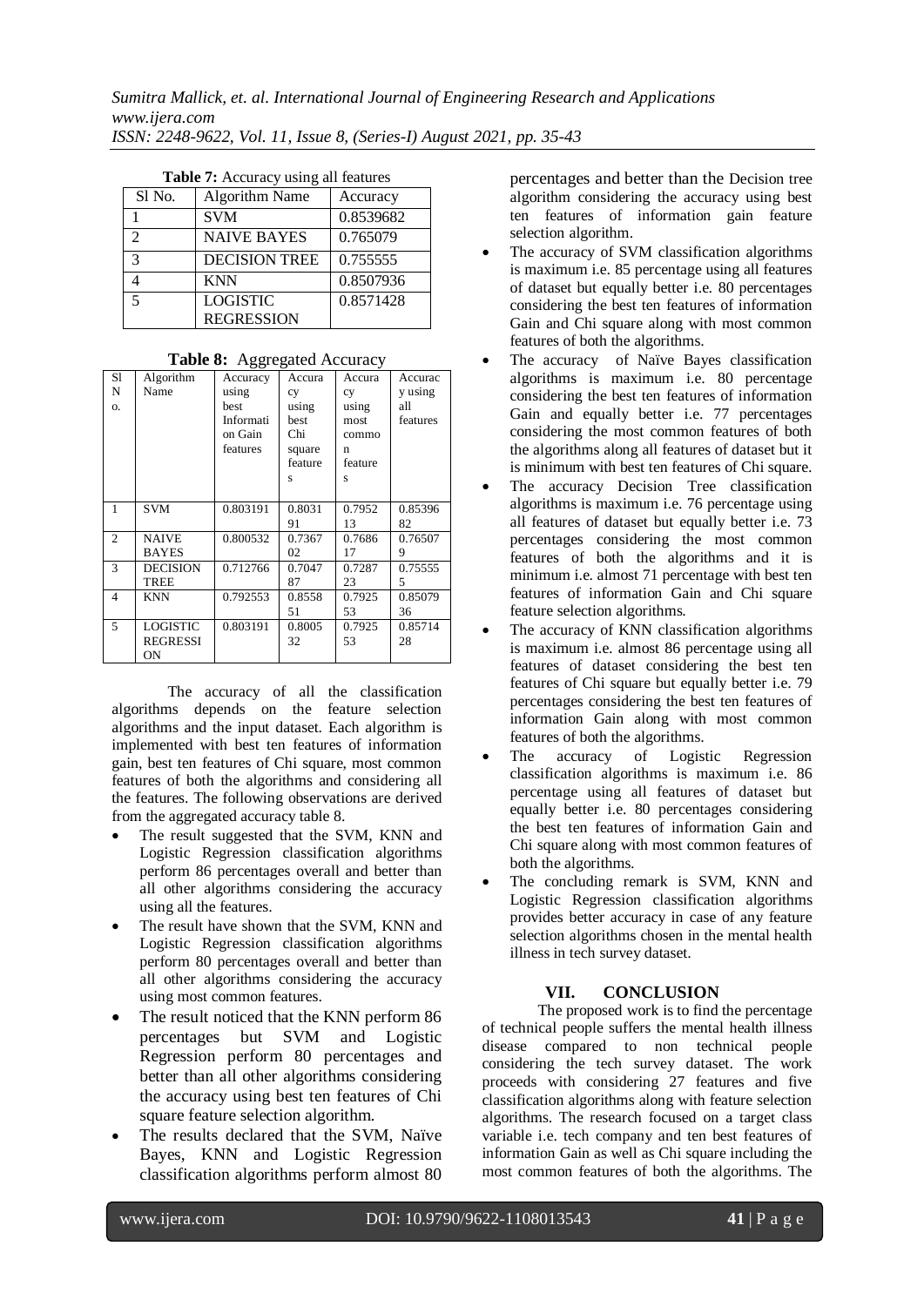**Table 7:** Accuracy using all features

| Sl No. | Algorithm Name | Accuracy |
|---|---|---|
| 1 | SVM | 0.8539682 |
| 2 | NAIVE BAYES | 0.765079 |
| 3 | DECISION TREE | 0.755555 |
| 4 | KNN | 0.8507936 |
| 5 | LOGISTIC REGRESSION | 0.8571428 |

**Table 8:** Aggregated Accuracy

| Sl No. | Algorithm Name | Accuracy using best Information Gain features | Accuracy using best Chi square features | Accuracy using most common features | Accuracy using all features |
|---|---|---|---|---|---|
| 1 | SVM | 0.803191 | 0.803191 | 0.795213 | 0.8539682 |
| 2 | NAIVE BAYES | 0.800532 | 0.736702 | 0.768617 | 0.765079 |
| 3 | DECISION TREE | 0.712766 | 0.704787 | 0.728723 | 0.755555 |
| 4 | KNN | 0.792553 | 0.855851 | 0.792553 | 0.8507936 |
| 5 | LOGISTIC REGRESSION | 0.803191 | 0.800532 | 0.792553 | 0.8571428 |

The accuracy of all the classification algorithms depends on the feature selection algorithms and the input dataset. Each algorithm is implemented with best ten features of information gain, best ten features of Chi square, most common features of both the algorithms and considering all the features. The following observations are derived from the aggregated accuracy table 8.

- The result suggested that the SVM, KNN and Logistic Regression classification algorithms perform 86 percentages overall and better than all other algorithms considering the accuracy using all the features.
- The result have shown that the SVM, KNN and Logistic Regression classification algorithms perform 80 percentages overall and better than all other algorithms considering the accuracy using most common features.
- The result noticed that the KNN perform 86 percentages but SVM and Logistic Regression perform 80 percentages and better than all other algorithms considering the accuracy using best ten features of Chi square feature selection algorithm.
- The results declared that the SVM, Naïve Bayes, KNN and Logistic Regression classification algorithms perform almost 80 percentages and better than the Decision tree algorithm considering the accuracy using best ten features of information gain feature selection algorithm.
- The accuracy of SVM classification algorithms is maximum i.e. 85 percentage using all features of dataset but equally better i.e. 80 percentages considering the best ten features of information Gain and Chi square along with most common features of both the algorithms.
- The accuracy of Naïve Bayes classification algorithms is maximum i.e. 80 percentage considering the best ten features of information Gain and equally better i.e. 77 percentages considering the most common features of both the algorithms along all features of dataset but it is minimum with best ten features of Chi square.
- The accuracy Decision Tree classification algorithms is maximum i.e. 76 percentage using all features of dataset but equally better i.e. 73 percentages considering the most common features of both the algorithms and it is minimum i.e. almost 71 percentage with best ten features of information Gain and Chi square feature selection algorithms.
- The accuracy of KNN classification algorithms is maximum i.e. almost 86 percentage using all features of dataset considering the best ten features of Chi square but equally better i.e. 79 percentages considering the best ten features of information Gain along with most common features of both the algorithms.
- The accuracy of Logistic Regression classification algorithms is maximum i.e. 86 percentage using all features of dataset but equally better i.e. 80 percentages considering the best ten features of information Gain and Chi square along with most common features of both the algorithms.
- The concluding remark is SVM, KNN and Logistic Regression classification algorithms provides better accuracy in case of any feature selection algorithms chosen in the mental health illness in tech survey dataset.

## VII. CONCLUSION

The proposed work is to find the percentage of technical people suffers the mental health illness disease compared to non technical people considering the tech survey dataset. The work proceeds with considering 27 features and five classification algorithms along with feature selection algorithms. The research focused on a target class variable i.e. tech company and ten best features of information Gain as well as Chi square including the most common features of both the algorithms. The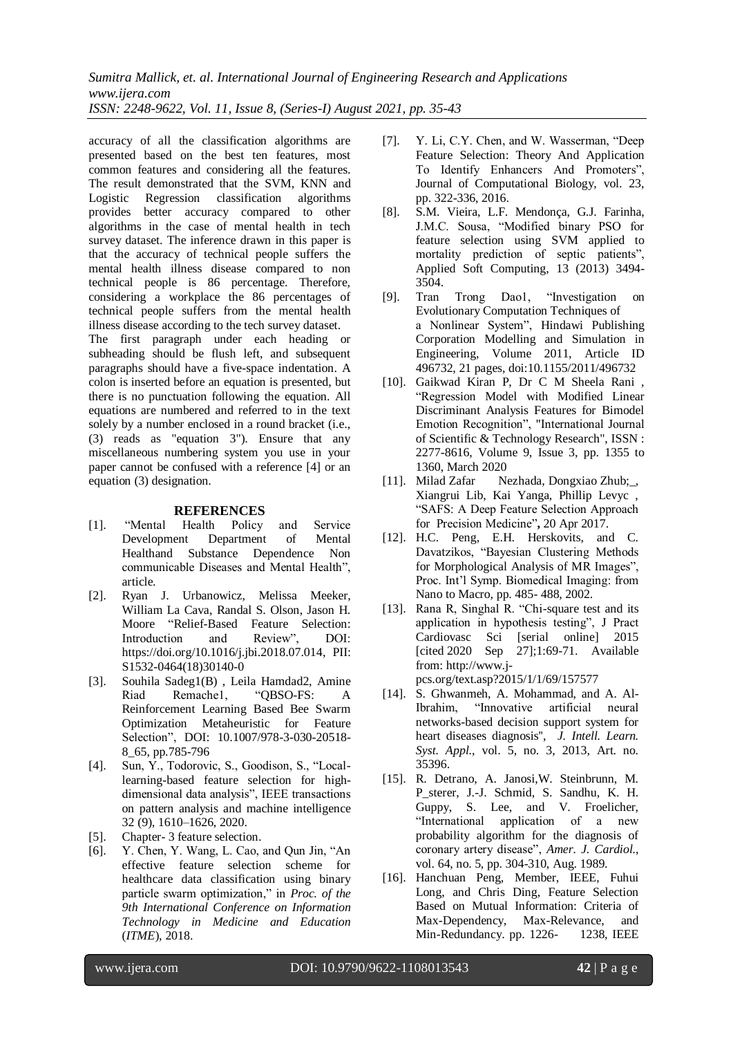accuracy of all the classification algorithms are presented based on the best ten features, most common features and considering all the features. The result demonstrated that the SVM, KNN and Logistic Regression classification algorithms provides better accuracy compared to other algorithms in the case of mental health in tech survey dataset. The inference drawn in this paper is that the accuracy of technical people suffers the mental health illness disease compared to non technical people is 86 percentage. Therefore, considering a workplace the 86 percentages of technical people suffers from the mental health illness disease according to the tech survey dataset.

The first paragraph under each heading or subheading should be flush left, and subsequent paragraphs should have a five-space indentation. A colon is inserted before an equation is presented, but there is no punctuation following the equation. All equations are numbered and referred to in the text solely by a number enclosed in a round bracket (i.e., (3) reads as "equation 3"). Ensure that any miscellaneous numbering system you use in your paper cannot be confused with a reference [4] or an equation (3) designation.

## REFERENCES

[1]. "Mental Health Policy and Service Development Department of Mental Healthand Substance Dependence Non communicable Diseases and Mental Health", article.

[2]. Ryan J. Urbanowicz, Melissa Meeker, William La Cava, Randal S. Olson, Jason H. Moore "Relief-Based Feature Selection: Introduction and Review", DOI: https://doi.org/10.1016/j.jbi.2018.07.014, PII: S1532-0464(18)30140-0

[3]. Souhila Sadeg1(B) , Leila Hamdad2, Amine Riad Remache1, "QBSO-FS: A Reinforcement Learning Based Bee Swarm Optimization Metaheuristic for Feature Selection", DOI: 10.1007/978-3-030-20518-8_65, pp.785-796

[4]. Sun, Y., Todorovic, S., Goodison, S., "Local-learning-based feature selection for high-dimensional data analysis", IEEE transactions on pattern analysis and machine intelligence 32 (9), 1610–1626, 2020.

[5]. Chapter- 3 feature selection.

[6]. Y. Chen, Y. Wang, L. Cao, and Qun Jin, "An effective feature selection scheme for healthcare data classification using binary particle swarm optimization," in *Proc. of the 9th International Conference on Information Technology in Medicine and Education* (*ITME*), 2018.

[7]. Y. Li, C.Y. Chen, and W. Wasserman, "Deep Feature Selection: Theory And Application To Identify Enhancers And Promoters", Journal of Computational Biology, vol. 23, pp. 322-336, 2016.

[8]. S.M. Vieira, L.F. Mendonça, G.J. Farinha, J.M.C. Sousa, "Modified binary PSO for feature selection using SVM applied to mortality prediction of septic patients", Applied Soft Computing, 13 (2013) 3494-3504.

[9]. Tran Trong Dao1, "Investigation on Evolutionary Computation Techniques of a Nonlinear System", Hindawi Publishing Corporation Modelling and Simulation in Engineering, Volume 2011, Article ID 496732, 21 pages, doi:10.1155/2011/496732

[10]. Gaikwad Kiran P, Dr C M Sheela Rani , "Regression Model with Modified Linear Discriminant Analysis Features for Bimodel Emotion Recognition", "International Journal of Scientific & Technology Research", ISSN : 2277-8616, Volume 9, Issue 3, pp. 1355 to 1360, March 2020

[11]. Milad Zafar Nezhada, Dongxiao Zhub;_, Xiangrui Lib, Kai Yanga, Phillip Levyc , "SAFS: A Deep Feature Selection Approach for Precision Medicine", 20 Apr 2017.

[12]. H.C. Peng, E.H. Herskovits, and C. Davatzikos, "Bayesian Clustering Methods for Morphological Analysis of MR Images", Proc. Int'l Symp. Biomedical Imaging: from Nano to Macro, pp. 485- 488, 2002.

[13]. Rana R, Singhal R. "Chi-square test and its application in hypothesis testing", J Pract Cardiovasc Sci [serial online] 2015 [cited 2020 Sep 27];1:69-71. Available from: http://www.j-pcs.org/text.asp?2015/1/1/69/157577

[14]. S. Ghwanmeh, A. Mohammad, and A. Al-Ibrahim, "Innovative artificial neural networks-based decision support system for heart diseases diagnosis", *J. Intell. Learn. Syst. Appl.*, vol. 5, no. 3, 2013, Art. no. 35396.

[15]. R. Detrano, A. Janosi,W. Steinbrunn, M. P_sterer, J.-J. Schmid, S. Sandhu, K. H. Guppy, S. Lee, and V. Froelicher, "International application of a new probability algorithm for the diagnosis of coronary artery disease", *Amer. J. Cardiol.*, vol. 64, no. 5, pp. 304-310, Aug. 1989.

[16]. Hanchuan Peng, Member, IEEE, Fuhui Long, and Chris Ding, Feature Selection Based on Mutual Information: Criteria of Max-Dependency, Max-Relevance, and Min-Redundancy. pp. 1226- 1238, IEEE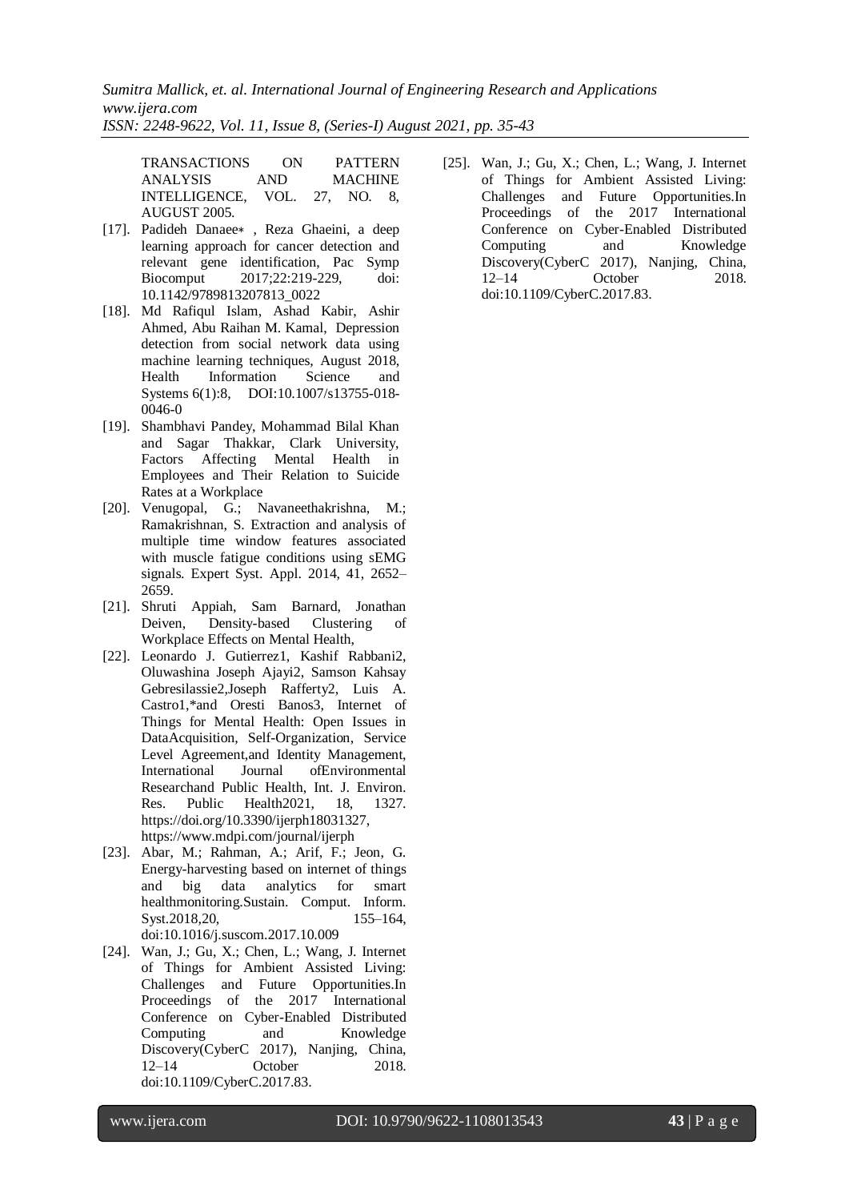TRANSACTIONS ON PATTERN ANALYSIS AND MACHINE INTELLIGENCE, VOL. 27, NO. 8, AUGUST 2005.

[17]. Padideh Danaee∗ , Reza Ghaeini, a deep learning approach for cancer detection and relevant gene identification, Pac Symp Biocomput 2017;22:219-229, doi: 10.1142/9789813207813_0022

[18]. Md Rafiqul Islam, Ashad Kabir, Ashir Ahmed, Abu Raihan M. Kamal, Depression detection from social network data using machine learning techniques, August 2018, Health Information Science and Systems 6(1):8, DOI:10.1007/s13755-018-0046-0

[19]. Shambhavi Pandey, Mohammad Bilal Khan and Sagar Thakkar, Clark University, Factors Affecting Mental Health in Employees and Their Relation to Suicide Rates at a Workplace

[20]. Venugopal, G.; Navaneethakrishna, M.; Ramakrishnan, S. Extraction and analysis of multiple time window features associated with muscle fatigue conditions using sEMG signals. Expert Syst. Appl. 2014, 41, 2652–2659.

[21]. Shruti Appiah, Sam Barnard, Jonathan Deiven, Density-based Clustering of Workplace Effects on Mental Health,

[22]. Leonardo J. Gutierrez1, Kashif Rabbani2, Oluwashina Joseph Ajayi2, Samson Kahsay Gebresilassie2,Joseph Rafferty2, Luis A. Castro1,*and Oresti Banos3, Internet of Things for Mental Health: Open Issues in DataAcquisition, Self-Organization, Service Level Agreement,and Identity Management, International Journal ofEnvironmental Researchand Public Health, Int. J. Environ. Res. Public Health2021, 18, 1327. https://doi.org/10.3390/ijerph18031327, https://www.mdpi.com/journal/ijerph

[23]. Abar, M.; Rahman, A.; Arif, F.; Jeon, G. Energy-harvesting based on internet of things and big data analytics for smart healthmonitoring.Sustain. Comput. Inform. Syst.2018,20, 155–164, doi:10.1016/j.suscom.2017.10.009

[24]. Wan, J.; Gu, X.; Chen, L.; Wang, J. Internet of Things for Ambient Assisted Living: Challenges and Future Opportunities.In Proceedings of the 2017 International Conference on Cyber-Enabled Distributed Computing and Knowledge Discovery(CyberC 2017), Nanjing, China, 12–14 October 2018. doi:10.1109/CyberC.2017.83.

[25]. Wan, J.; Gu, X.; Chen, L.; Wang, J. Internet of Things for Ambient Assisted Living: Challenges and Future Opportunities.In Proceedings of the 2017 International Conference on Cyber-Enabled Distributed Computing and Knowledge Discovery(CyberC 2017), Nanjing, China, 12–14 October 2018. doi:10.1109/CyberC.2017.83.